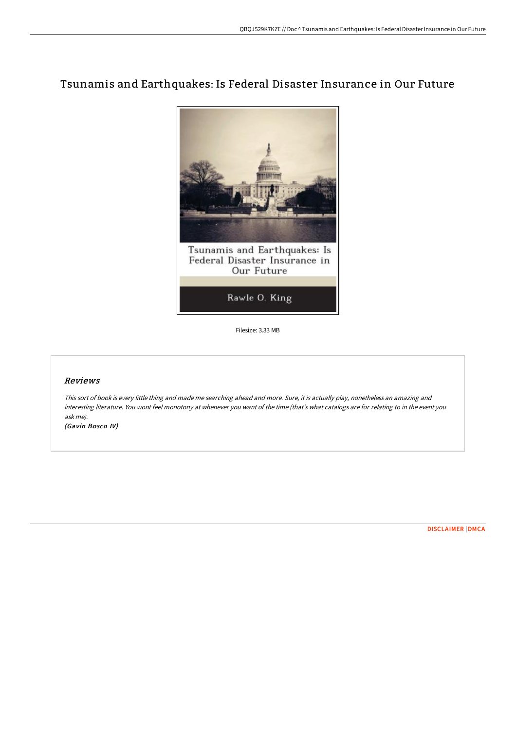# Tsunamis and Earthquakes: Is Federal Disaster Insurance in Our Future

Filesize: 3.33 MB

## *Reviews*

*This sort of book is every little thing and made me searching ahead and more. Sure, it is actually play, nonetheless an amazing and interesting literature. You wont feel monotony at whenever you want of the time (that's what catalogs are for relating to in the event you ask me).*

***(Gavin Bosco IV)***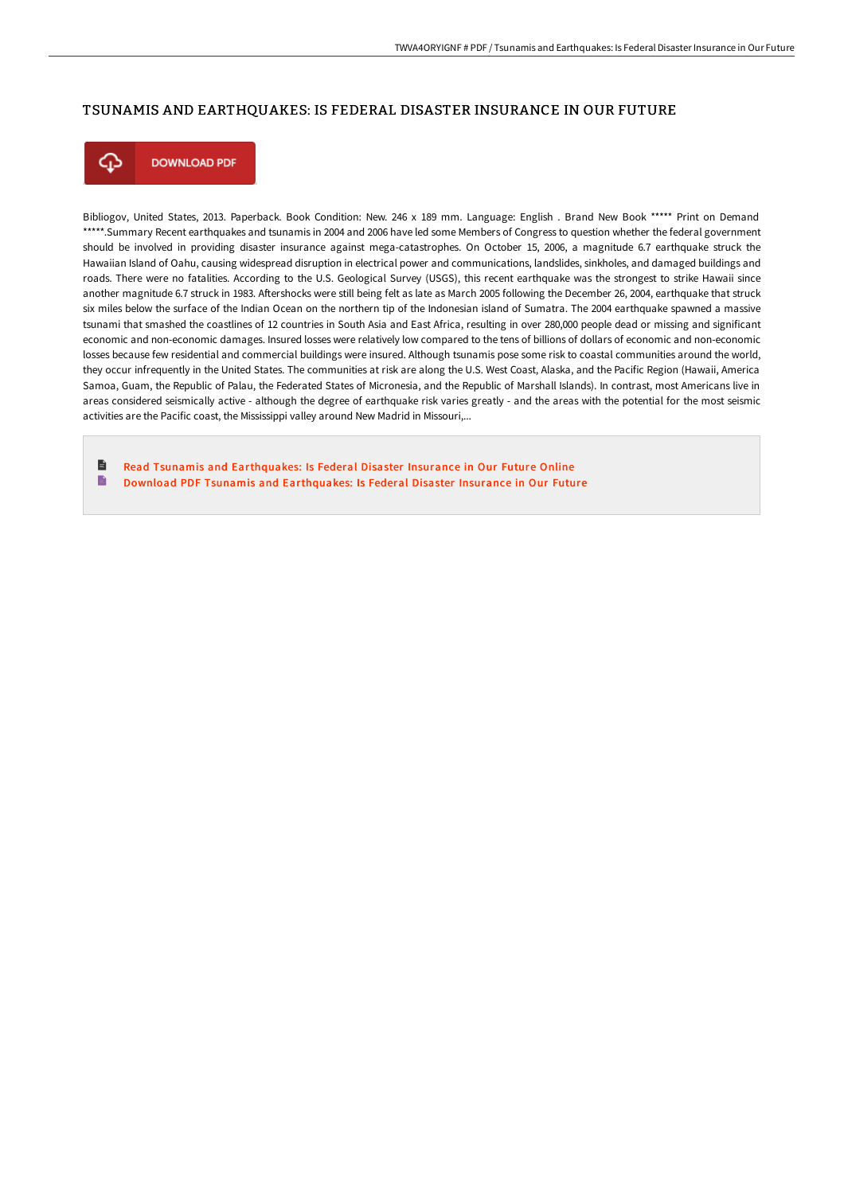# TSUNAMIS AND EARTHQUAKES: IS FEDERAL DISASTER INSURANCE IN OUR FUTURE

DOWNLOAD PDF

Bibliogov, United States, 2013. Paperback. Book Condition: New. 246 x 189 mm. Language: English . Brand New Book ***** Print on Demand *****.Summary Recent earthquakes and tsunamis in 2004 and 2006 have led some Members of Congress to question whether the federal government should be involved in providing disaster insurance against mega-catastrophes. On October 15, 2006, a magnitude 6.7 earthquake struck the Hawaiian Island of Oahu, causing widespread disruption in electrical power and communications, landslides, sinkholes, and damaged buildings and roads. There were no fatalities. According to the U.S. Geological Survey (USGS), this recent earthquake was the strongest to strike Hawaii since another magnitude 6.7 struck in 1983. Aftershocks were still being felt as late as March 2005 following the December 26, 2004, earthquake that struck six miles below the surface of the Indian Ocean on the northern tip of the Indonesian island of Sumatra. The 2004 earthquake spawned a massive tsunami that smashed the coastlines of 12 countries in South Asia and East Africa, resulting in over 280,000 people dead or missing and significant economic and non-economic damages. Insured losses were relatively low compared to the tens of billions of dollars of economic and non-economic losses because few residential and commercial buildings were insured. Although tsunamis pose some risk to coastal communities around the world, they occur infrequently in the United States. The communities at risk are along the U.S. West Coast, Alaska, and the Pacific Region (Hawaii, America Samoa, Guam, the Republic of Palau, the Federated States of Micronesia, and the Republic of Marshall Islands). In contrast, most Americans live in areas considered seismically active - although the degree of earthquake risk varies greatly - and the areas with the potential for the most seismic activities are the Pacific coast, the Mississippi valley around New Madrid in Missouri,...

- Read Tsunamis and Earthquakes: Is Federal Disaster Insurance in Our Future Online
- Download PDF Tsunamis and Earthquakes: Is Federal Disaster Insurance in Our Future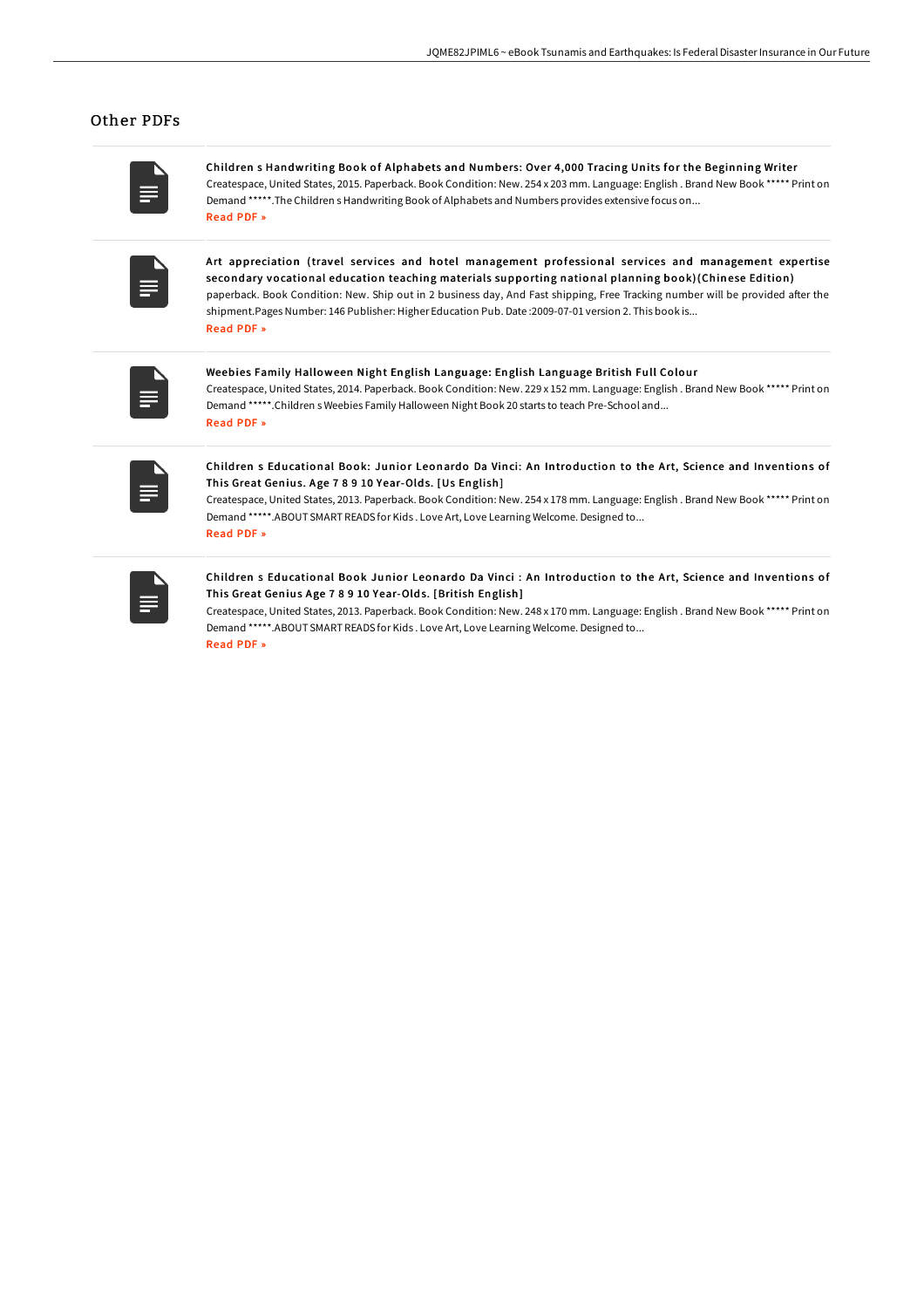## Other PDFs

**Children s Handwriting Book of Alphabets and Numbers: Over 4,000 Tracing Units for the Beginning Writer**
Createspace, United States, 2015. Paperback. Book Condition: New. 254 x 203 mm. Language: English . Brand New Book ***** Print on Demand *****.The Children s Handwriting Book of Alphabets and Numbers provides extensive focus on...
Read PDF »

**Art appreciation (travel services and hotel management professional services and management expertise secondary vocational education teaching materials supporting national planning book)(Chinese Edition)**
paperback. Book Condition: New. Ship out in 2 business day, And Fast shipping, Free Tracking number will be provided after the shipment.Pages Number: 146 Publisher: Higher Education Pub. Date :2009-07-01 version 2. This book is...
Read PDF »

**Weebies Family Halloween Night English Language: English Language British Full Colour**
Createspace, United States, 2014. Paperback. Book Condition: New. 229 x 152 mm. Language: English . Brand New Book ***** Print on Demand *****.Children s Weebies Family Halloween Night Book 20 starts to teach Pre-School and...
Read PDF »

**Children s Educational Book: Junior Leonardo Da Vinci: An Introduction to the Art, Science and Inventions of This Great Genius. Age 7 8 9 10 Year-Olds. [Us English]**
Createspace, United States, 2013. Paperback. Book Condition: New. 254 x 178 mm. Language: English . Brand New Book ***** Print on Demand *****.ABOUT SMART READS for Kids . Love Art, Love Learning Welcome. Designed to...
Read PDF »

**Children s Educational Book Junior Leonardo Da Vinci : An Introduction to the Art, Science and Inventions of This Great Genius Age 7 8 9 10 Year-Olds. [British English]**
Createspace, United States, 2013. Paperback. Book Condition: New. 248 x 170 mm. Language: English . Brand New Book ***** Print on Demand *****.ABOUT SMART READS for Kids . Love Art, Love Learning Welcome. Designed to...
Read PDF »